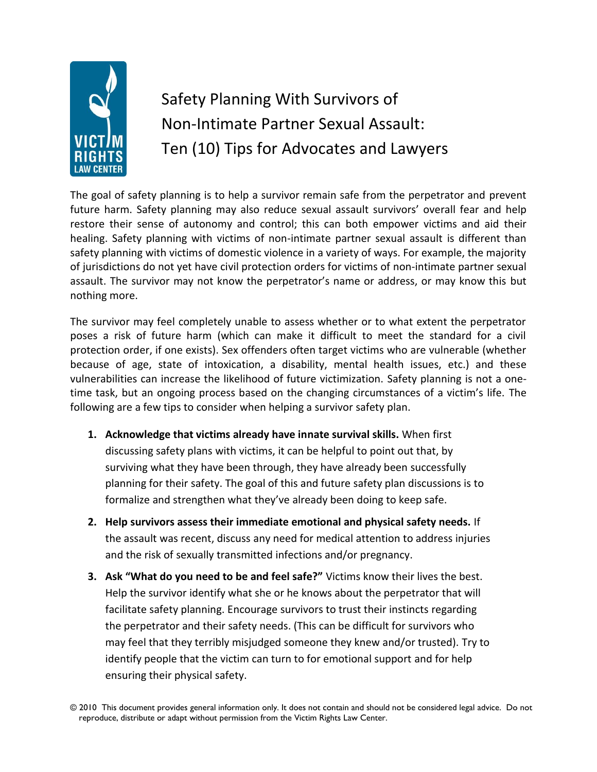# Safety Planning With Survivors of Non-Intimate Partner Sexual Assault: Ten (10) Tips for Advocates and Lawyers

The goal of safety planning is to help a survivor remain safe from the perpetrator and prevent future harm. Safety planning may also reduce sexual assault survivors' overall fear and help restore their sense of autonomy and control; this can both empower victims and aid their healing. Safety planning with victims of non-intimate partner sexual assault is different than safety planning with victims of domestic violence in a variety of ways. For example, the majority of jurisdictions do not yet have civil protection orders for victims of non-intimate partner sexual assault. The survivor may not know the perpetrator's name or address, or may know this but nothing more.

The survivor may feel completely unable to assess whether or to what extent the perpetrator poses a risk of future harm (which can make it difficult to meet the standard for a civil protection order, if one exists). Sex offenders often target victims who are vulnerable (whether because of age, state of intoxication, a disability, mental health issues, etc.) and these vulnerabilities can increase the likelihood of future victimization. Safety planning is not a one-time task, but an ongoing process based on the changing circumstances of a victim's life. The following are a few tips to consider when helping a survivor safety plan.

1. **Acknowledge that victims already have innate survival skills.** When first discussing safety plans with victims, it can be helpful to point out that, by surviving what they have been through, they have already been successfully planning for their safety. The goal of this and future safety plan discussions is to formalize and strengthen what they've already been doing to keep safe.
2. **Help survivors assess their immediate emotional and physical safety needs.** If the assault was recent, discuss any need for medical attention to address injuries and the risk of sexually transmitted infections and/or pregnancy.
3. **Ask "What do you need to be and feel safe?"** Victims know their lives the best. Help the survivor identify what she or he knows about the perpetrator that will facilitate safety planning. Encourage survivors to trust their instincts regarding the perpetrator and their safety needs. (This can be difficult for survivors who may feel that they terribly misjudged someone they knew and/or trusted). Try to identify people that the victim can turn to for emotional support and for help ensuring their physical safety.

© 2010 This document provides general information only. It does not contain and should not be considered legal advice. Do not reproduce, distribute or adapt without permission from the Victim Rights Law Center.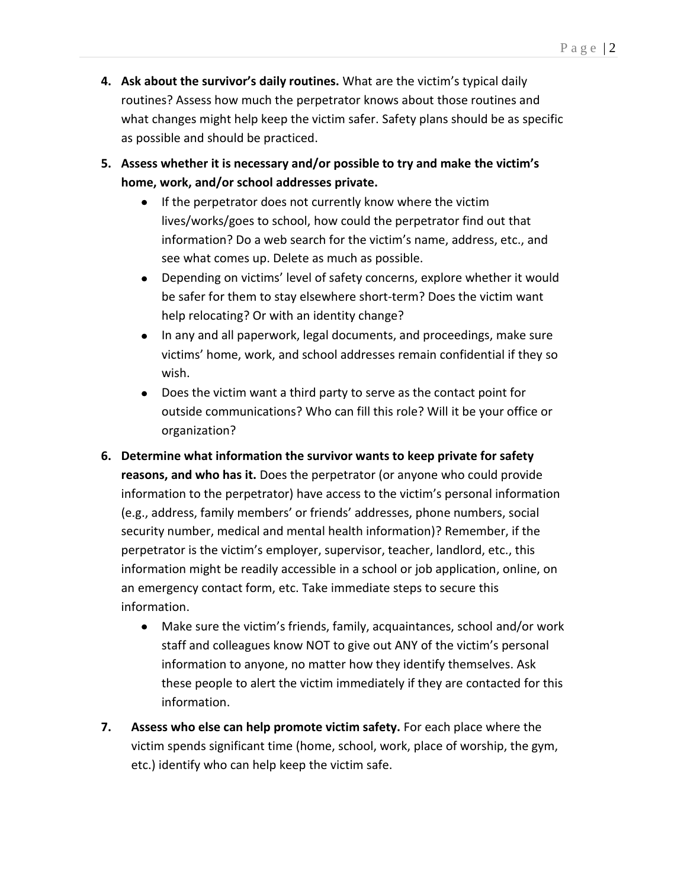4. **Ask about the survivor's daily routines.** What are the victim's typical daily routines? Assess how much the perpetrator knows about those routines and what changes might help keep the victim safer. Safety plans should be as specific as possible and should be practiced.

5. **Assess whether it is necessary and/or possible to try and make the victim's home, work, and/or school addresses private.**
   - If the perpetrator does not currently know where the victim lives/works/goes to school, how could the perpetrator find out that information? Do a web search for the victim's name, address, etc., and see what comes up. Delete as much as possible.
   - Depending on victims' level of safety concerns, explore whether it would be safer for them to stay elsewhere short-term? Does the victim want help relocating? Or with an identity change?
   - In any and all paperwork, legal documents, and proceedings, make sure victims' home, work, and school addresses remain confidential if they so wish.
   - Does the victim want a third party to serve as the contact point for outside communications? Who can fill this role? Will it be your office or organization?

6. **Determine what information the survivor wants to keep private for safety reasons, and who has it.** Does the perpetrator (or anyone who could provide information to the perpetrator) have access to the victim's personal information (e.g., address, family members' or friends' addresses, phone numbers, social security number, medical and mental health information)? Remember, if the perpetrator is the victim's employer, supervisor, teacher, landlord, etc., this information might be readily accessible in a school or job application, online, on an emergency contact form, etc. Take immediate steps to secure this information.
   - Make sure the victim's friends, family, acquaintances, school and/or work staff and colleagues know NOT to give out ANY of the victim's personal information to anyone, no matter how they identify themselves. Ask these people to alert the victim immediately if they are contacted for this information.

7. **Assess who else can help promote victim safety.** For each place where the victim spends significant time (home, school, work, place of worship, the gym, etc.) identify who can help keep the victim safe.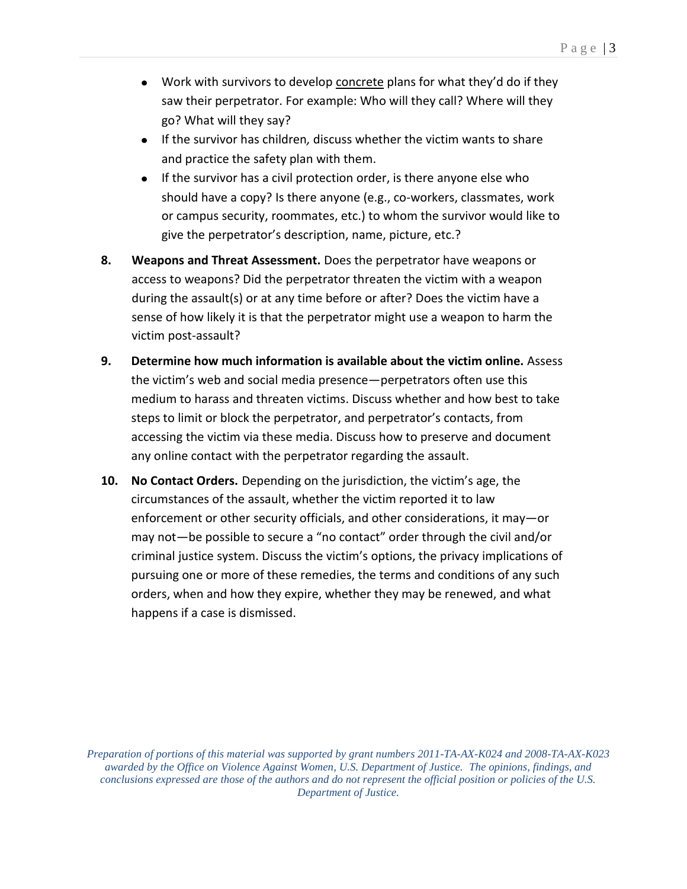- Work with survivors to develop concrete plans for what they'd do if they saw their perpetrator. For example: Who will they call? Where will they go? What will they say?
- If the survivor has children*,* discuss whether the victim wants to share and practice the safety plan with them.
- If the survivor has a civil protection order, is there anyone else who should have a copy? Is there anyone (e.g., co-workers, classmates, work or campus security, roommates, etc.) to whom the survivor would like to give the perpetrator's description, name, picture, etc.?

8. **Weapons and Threat Assessment.** Does the perpetrator have weapons or access to weapons? Did the perpetrator threaten the victim with a weapon during the assault(s) or at any time before or after? Does the victim have a sense of how likely it is that the perpetrator might use a weapon to harm the victim post-assault?

9. **Determine how much information is available about the victim online.** Assess the victim's web and social media presence—perpetrators often use this medium to harass and threaten victims. Discuss whether and how best to take steps to limit or block the perpetrator, and perpetrator's contacts, from accessing the victim via these media. Discuss how to preserve and document any online contact with the perpetrator regarding the assault.

10. **No Contact Orders.** Depending on the jurisdiction, the victim's age, the circumstances of the assault, whether the victim reported it to law enforcement or other security officials, and other considerations, it may—or may not—be possible to secure a "no contact" order through the civil and/or criminal justice system. Discuss the victim's options, the privacy implications of pursuing one or more of these remedies, the terms and conditions of any such orders, when and how they expire, whether they may be renewed, and what happens if a case is dismissed.

*Preparation of portions of this material was supported by grant numbers 2011-TA-AX-K024 and 2008-TA-AX-K023 awarded by the Office on Violence Against Women, U.S. Department of Justice. The opinions, findings, and conclusions expressed are those of the authors and do not represent the official position or policies of the U.S. Department of Justice.*